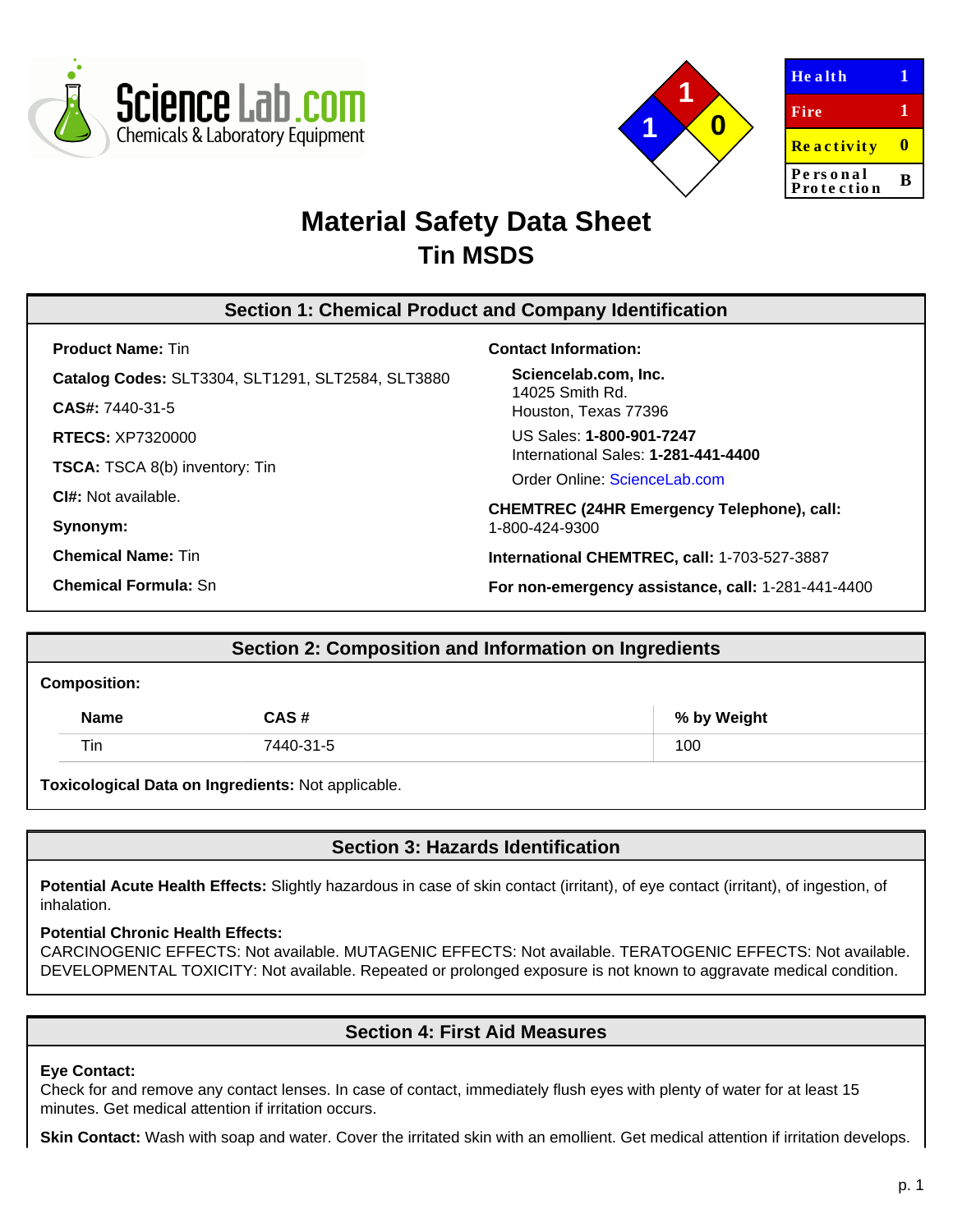Science Lab.com
Chemicals & Laboratory Equipment

| Health | 1 |
| --- | --- |
| Fire | 1 |
| Reactivity | 0 |
| Personal Protection | B |

# Material Safety Data Sheet
## Tin MSDS

## Section 1: Chemical Product and Company Identification

**Product Name:** Tin

**Catalog Codes:** SLT3304, SLT1291, SLT2584, SLT3880

**CAS#:** 7440-31-5

**RTECS:** XP7320000

**TSCA:** TSCA 8(b) inventory: Tin

**CI#:** Not available.

**Synonym:**

**Chemical Name:** Tin

**Chemical Formula:** Sn

**Contact Information:**

**Sciencelab.com, Inc.**
14025 Smith Rd.
Houston, Texas 77396

US Sales: **1-800-901-7247**
International Sales: **1-281-441-4400**

Order Online: ScienceLab.com

**CHEMTREC (24HR Emergency Telephone), call:**
1-800-424-9300

**International CHEMTREC, call:** 1-703-527-3887

**For non-emergency assistance, call:** 1-281-441-4400

## Section 2: Composition and Information on Ingredients

**Composition:**

| Name | CAS # | % by Weight |
| --- | --- | --- |
| Tin | 7440-31-5 | 100 |

**Toxicological Data on Ingredients:** Not applicable.

## Section 3: Hazards Identification

**Potential Acute Health Effects:** Slightly hazardous in case of skin contact (irritant), of eye contact (irritant), of ingestion, of inhalation.

**Potential Chronic Health Effects:**
CARCINOGENIC EFFECTS: Not available. MUTAGENIC EFFECTS: Not available. TERATOGENIC EFFECTS: Not available. DEVELOPMENTAL TOXICITY: Not available. Repeated or prolonged exposure is not known to aggravate medical condition.

## Section 4: First Aid Measures

**Eye Contact:**
Check for and remove any contact lenses. In case of contact, immediately flush eyes with plenty of water for at least 15 minutes. Get medical attention if irritation occurs.

**Skin Contact:** Wash with soap and water. Cover the irritated skin with an emollient. Get medical attention if irritation develops.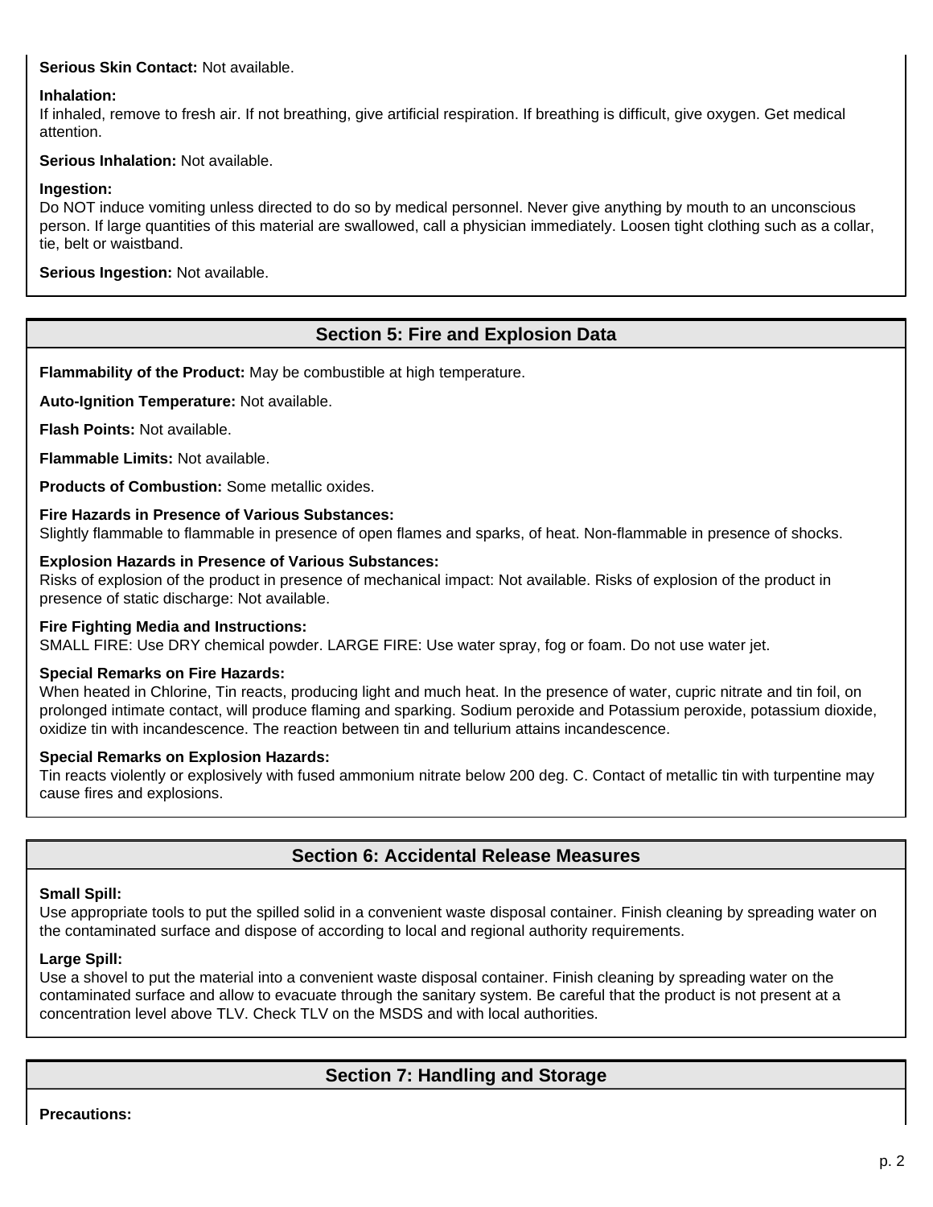**Serious Skin Contact:** Not available.

**Inhalation:**
If inhaled, remove to fresh air. If not breathing, give artificial respiration. If breathing is difficult, give oxygen. Get medical attention.

**Serious Inhalation:** Not available.

**Ingestion:**
Do NOT induce vomiting unless directed to do so by medical personnel. Never give anything by mouth to an unconscious person. If large quantities of this material are swallowed, call a physician immediately. Loosen tight clothing such as a collar, tie, belt or waistband.

**Serious Ingestion:** Not available.

## Section 5: Fire and Explosion Data

**Flammability of the Product:** May be combustible at high temperature.

**Auto-Ignition Temperature:** Not available.

**Flash Points:** Not available.

**Flammable Limits:** Not available.

**Products of Combustion:** Some metallic oxides.

**Fire Hazards in Presence of Various Substances:**
Slightly flammable to flammable in presence of open flames and sparks, of heat. Non-flammable in presence of shocks.

**Explosion Hazards in Presence of Various Substances:**
Risks of explosion of the product in presence of mechanical impact: Not available. Risks of explosion of the product in presence of static discharge: Not available.

**Fire Fighting Media and Instructions:**
SMALL FIRE: Use DRY chemical powder. LARGE FIRE: Use water spray, fog or foam. Do not use water jet.

**Special Remarks on Fire Hazards:**
When heated in Chlorine, Tin reacts, producing light and much heat. In the presence of water, cupric nitrate and tin foil, on prolonged intimate contact, will produce flaming and sparking. Sodium peroxide and Potassium peroxide, potassium dioxide, oxidize tin with incandescence. The reaction between tin and tellurium attains incandescence.

**Special Remarks on Explosion Hazards:**
Tin reacts violently or explosively with fused ammonium nitrate below 200 deg. C. Contact of metallic tin with turpentine may cause fires and explosions.

## Section 6: Accidental Release Measures

**Small Spill:**
Use appropriate tools to put the spilled solid in a convenient waste disposal container. Finish cleaning by spreading water on the contaminated surface and dispose of according to local and regional authority requirements.

**Large Spill:**
Use a shovel to put the material into a convenient waste disposal container. Finish cleaning by spreading water on the contaminated surface and allow to evacuate through the sanitary system. Be careful that the product is not present at a concentration level above TLV. Check TLV on the MSDS and with local authorities.

## Section 7: Handling and Storage

**Precautions:**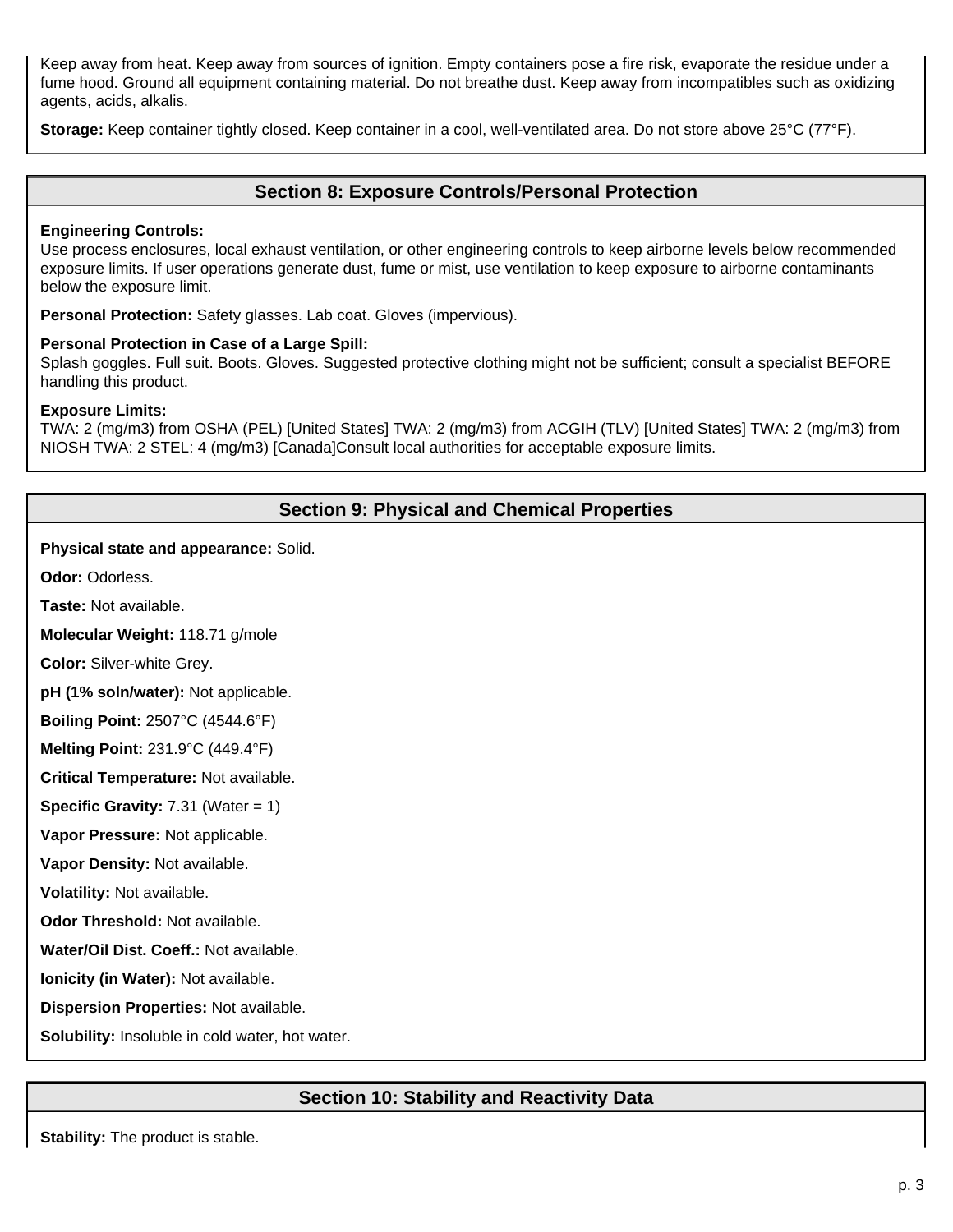Keep away from heat. Keep away from sources of ignition. Empty containers pose a fire risk, evaporate the residue under a fume hood. Ground all equipment containing material. Do not breathe dust. Keep away from incompatibles such as oxidizing agents, acids, alkalis.

**Storage:** Keep container tightly closed. Keep container in a cool, well-ventilated area. Do not store above 25°C (77°F).

## Section 8: Exposure Controls/Personal Protection

**Engineering Controls:**
Use process enclosures, local exhaust ventilation, or other engineering controls to keep airborne levels below recommended exposure limits. If user operations generate dust, fume or mist, use ventilation to keep exposure to airborne contaminants below the exposure limit.

**Personal Protection:** Safety glasses. Lab coat. Gloves (impervious).

**Personal Protection in Case of a Large Spill:**
Splash goggles. Full suit. Boots. Gloves. Suggested protective clothing might not be sufficient; consult a specialist BEFORE handling this product.

**Exposure Limits:**
TWA: 2 (mg/m3) from OSHA (PEL) [United States] TWA: 2 (mg/m3) from ACGIH (TLV) [United States] TWA: 2 (mg/m3) from NIOSH TWA: 2 STEL: 4 (mg/m3) [Canada]Consult local authorities for acceptable exposure limits.

## Section 9: Physical and Chemical Properties

**Physical state and appearance:** Solid.

**Odor:** Odorless.

**Taste:** Not available.

**Molecular Weight:** 118.71 g/mole

**Color:** Silver-white Grey.

**pH (1% soln/water):** Not applicable.

**Boiling Point:** 2507°C (4544.6°F)

**Melting Point:** 231.9°C (449.4°F)

**Critical Temperature:** Not available.

**Specific Gravity:** 7.31 (Water = 1)

**Vapor Pressure:** Not applicable.

**Vapor Density:** Not available.

**Volatility:** Not available.

**Odor Threshold:** Not available.

**Water/Oil Dist. Coeff.:** Not available.

**Ionicity (in Water):** Not available.

**Dispersion Properties:** Not available.

**Solubility:** Insoluble in cold water, hot water.

## Section 10: Stability and Reactivity Data

**Stability:** The product is stable.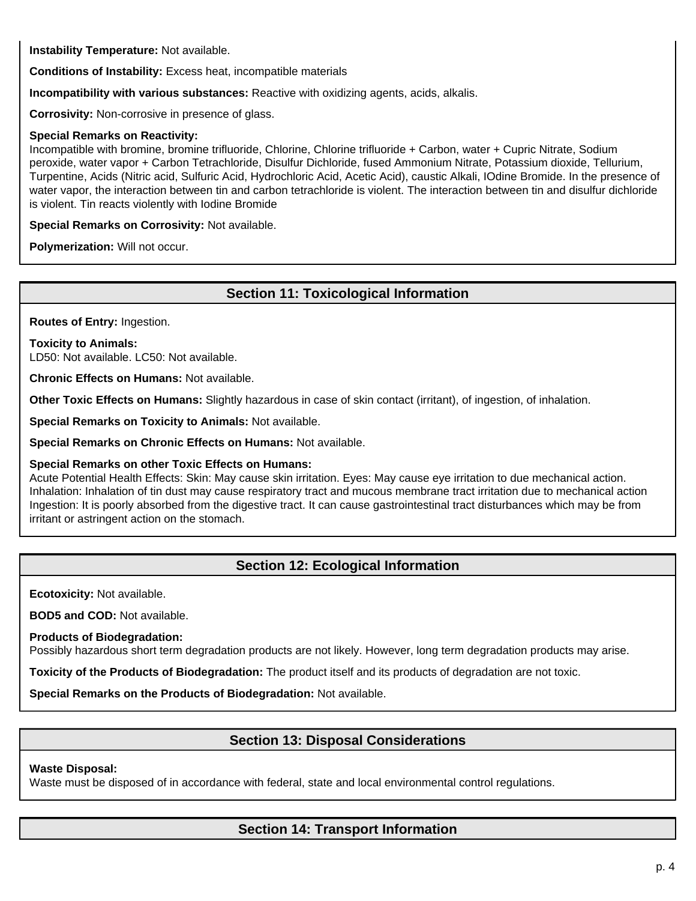**Instability Temperature:** Not available.

**Conditions of Instability:** Excess heat, incompatible materials

**Incompatibility with various substances:** Reactive with oxidizing agents, acids, alkalis.

**Corrosivity:** Non-corrosive in presence of glass.

**Special Remarks on Reactivity:**
Incompatible with bromine, bromine trifluoride, Chlorine, Chlorine trifluoride + Carbon, water + Cupric Nitrate, Sodium peroxide, water vapor + Carbon Tetrachloride, Disulfur Dichloride, fused Ammonium Nitrate, Potassium dioxide, Tellurium, Turpentine, Acids (Nitric acid, Sulfuric Acid, Hydrochloric Acid, Acetic Acid), caustic Alkali, IOdine Bromide. In the presence of water vapor, the interaction between tin and carbon tetrachloride is violent. The interaction between tin and disulfur dichloride is violent. Tin reacts violently with Iodine Bromide

**Special Remarks on Corrosivity:** Not available.

**Polymerization:** Will not occur.

## Section 11: Toxicological Information

**Routes of Entry:** Ingestion.

**Toxicity to Animals:**
LD50: Not available. LC50: Not available.

**Chronic Effects on Humans:** Not available.

**Other Toxic Effects on Humans:** Slightly hazardous in case of skin contact (irritant), of ingestion, of inhalation.

**Special Remarks on Toxicity to Animals:** Not available.

**Special Remarks on Chronic Effects on Humans:** Not available.

**Special Remarks on other Toxic Effects on Humans:**
Acute Potential Health Effects: Skin: May cause skin irritation. Eyes: May cause eye irritation to due mechanical action. Inhalation: Inhalation of tin dust may cause respiratory tract and mucous membrane tract irritation due to mechanical action Ingestion: It is poorly absorbed from the digestive tract. It can cause gastrointestinal tract disturbances which may be from irritant or astringent action on the stomach.

## Section 12: Ecological Information

**Ecotoxicity:** Not available.

**BOD5 and COD:** Not available.

**Products of Biodegradation:**
Possibly hazardous short term degradation products are not likely. However, long term degradation products may arise.

**Toxicity of the Products of Biodegradation:** The product itself and its products of degradation are not toxic.

**Special Remarks on the Products of Biodegradation:** Not available.

## Section 13: Disposal Considerations

**Waste Disposal:**
Waste must be disposed of in accordance with federal, state and local environmental control regulations.

## Section 14: Transport Information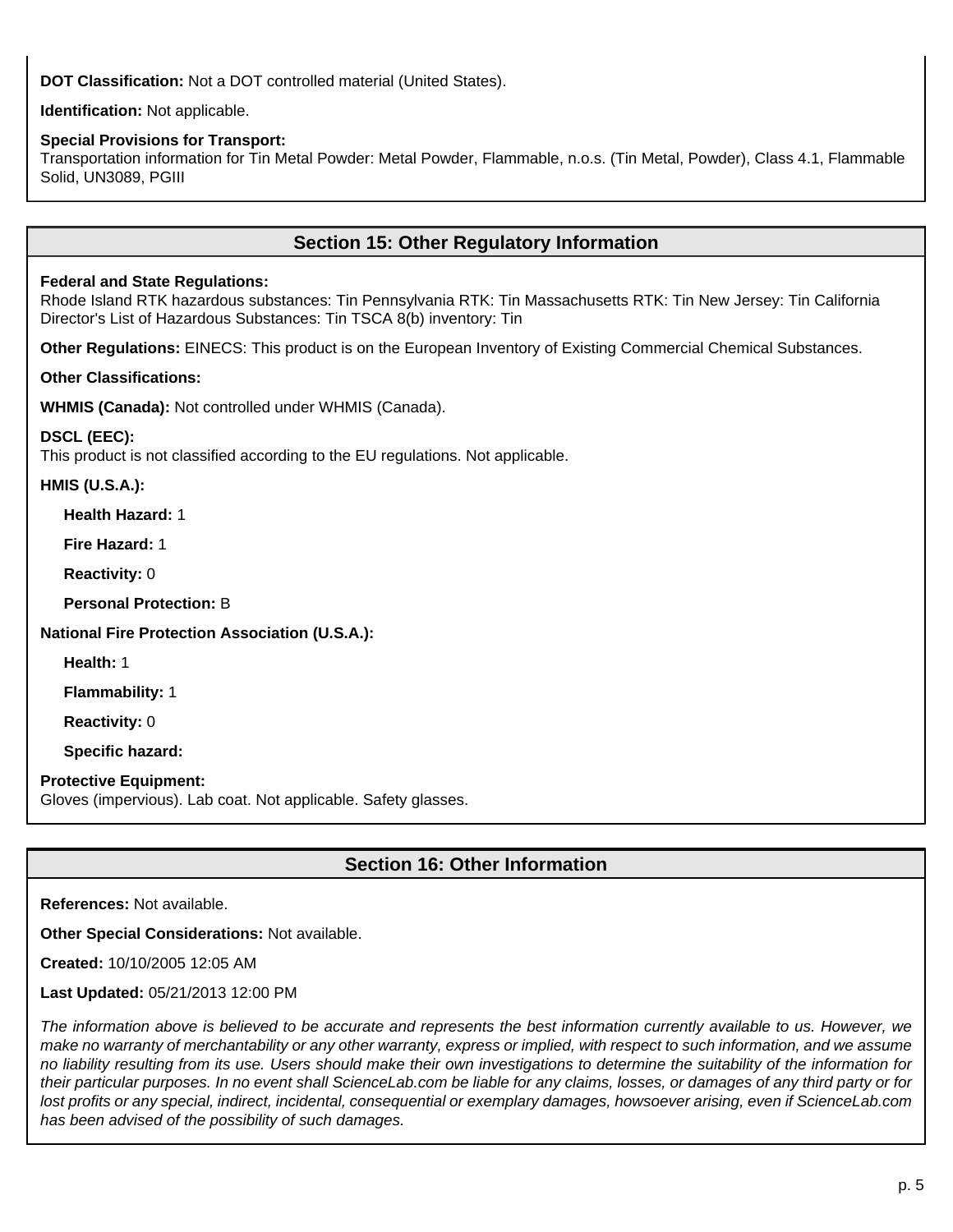**DOT Classification:** Not a DOT controlled material (United States).

**Identification:** Not applicable.

**Special Provisions for Transport:**
Transportation information for Tin Metal Powder: Metal Powder, Flammable, n.o.s. (Tin Metal, Powder), Class 4.1, Flammable Solid, UN3089, PGIII

## Section 15: Other Regulatory Information

**Federal and State Regulations:**
Rhode Island RTK hazardous substances: Tin Pennsylvania RTK: Tin Massachusetts RTK: Tin New Jersey: Tin California Director's List of Hazardous Substances: Tin TSCA 8(b) inventory: Tin

**Other Regulations:** EINECS: This product is on the European Inventory of Existing Commercial Chemical Substances.

**Other Classifications:**

**WHMIS (Canada):** Not controlled under WHMIS (Canada).

**DSCL (EEC):**
This product is not classified according to the EU regulations. Not applicable.

**HMIS (U.S.A.):**

- **Health Hazard:** 1
- **Fire Hazard:** 1
- **Reactivity:** 0
- **Personal Protection:** B

**National Fire Protection Association (U.S.A.):**

- **Health:** 1
- **Flammability:** 1
- **Reactivity:** 0
- **Specific hazard:**

**Protective Equipment:**
Gloves (impervious). Lab coat. Not applicable. Safety glasses.

## Section 16: Other Information

**References:** Not available.

**Other Special Considerations:** Not available.

**Created:** 10/10/2005 12:05 AM

**Last Updated:** 05/21/2013 12:00 PM

*The information above is believed to be accurate and represents the best information currently available to us. However, we make no warranty of merchantability or any other warranty, express or implied, with respect to such information, and we assume no liability resulting from its use. Users should make their own investigations to determine the suitability of the information for their particular purposes. In no event shall ScienceLab.com be liable for any claims, losses, or damages of any third party or for lost profits or any special, indirect, incidental, consequential or exemplary damages, howsoever arising, even if ScienceLab.com has been advised of the possibility of such damages.*